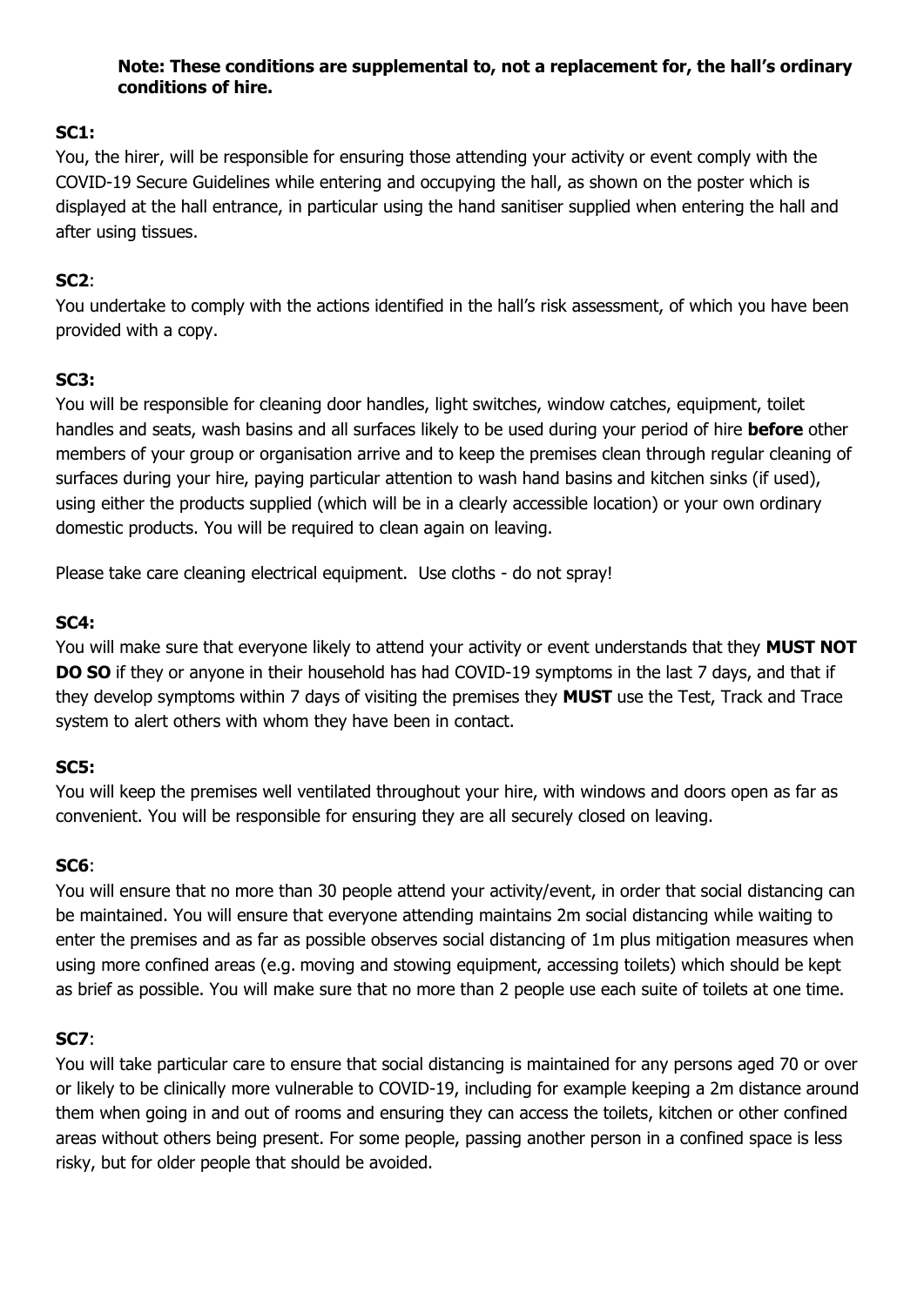**Note: These conditions are supplemental to, not a replacement for, the hall's ordinary conditions of hire.**

**SC1:**

You, the hirer, will be responsible for ensuring those attending your activity or event comply with the COVID-19 Secure Guidelines while entering and occupying the hall, as shown on the poster which is displayed at the hall entrance, in particular using the hand sanitiser supplied when entering the hall and after using tissues.

**SC2**:

You undertake to comply with the actions identified in the hall's risk assessment, of which you have been provided with a copy.

**SC3:**

You will be responsible for cleaning door handles, light switches, window catches, equipment, toilet handles and seats, wash basins and all surfaces likely to be used during your period of hire **before** other members of your group or organisation arrive and to keep the premises clean through regular cleaning of surfaces during your hire, paying particular attention to wash hand basins and kitchen sinks (if used), using either the products supplied (which will be in a clearly accessible location) or your own ordinary domestic products. You will be required to clean again on leaving.

Please take care cleaning electrical equipment. Use cloths - do not spray!

**SC4:**

You will make sure that everyone likely to attend your activity or event understands that they **MUST NOT DO SO** if they or anyone in their household has had COVID-19 symptoms in the last 7 days, and that if they develop symptoms within 7 days of visiting the premises they **MUST** use the Test, Track and Trace system to alert others with whom they have been in contact.

**SC5:**

You will keep the premises well ventilated throughout your hire, with windows and doors open as far as convenient. You will be responsible for ensuring they are all securely closed on leaving.

**SC6**:

You will ensure that no more than 30 people attend your activity/event, in order that social distancing can be maintained. You will ensure that everyone attending maintains 2m social distancing while waiting to enter the premises and as far as possible observes social distancing of 1m plus mitigation measures when using more confined areas (e.g. moving and stowing equipment, accessing toilets) which should be kept as brief as possible. You will make sure that no more than 2 people use each suite of toilets at one time.

**SC7**:

You will take particular care to ensure that social distancing is maintained for any persons aged 70 or over or likely to be clinically more vulnerable to COVID-19, including for example keeping a 2m distance around them when going in and out of rooms and ensuring they can access the toilets, kitchen or other confined areas without others being present. For some people, passing another person in a confined space is less risky, but for older people that should be avoided.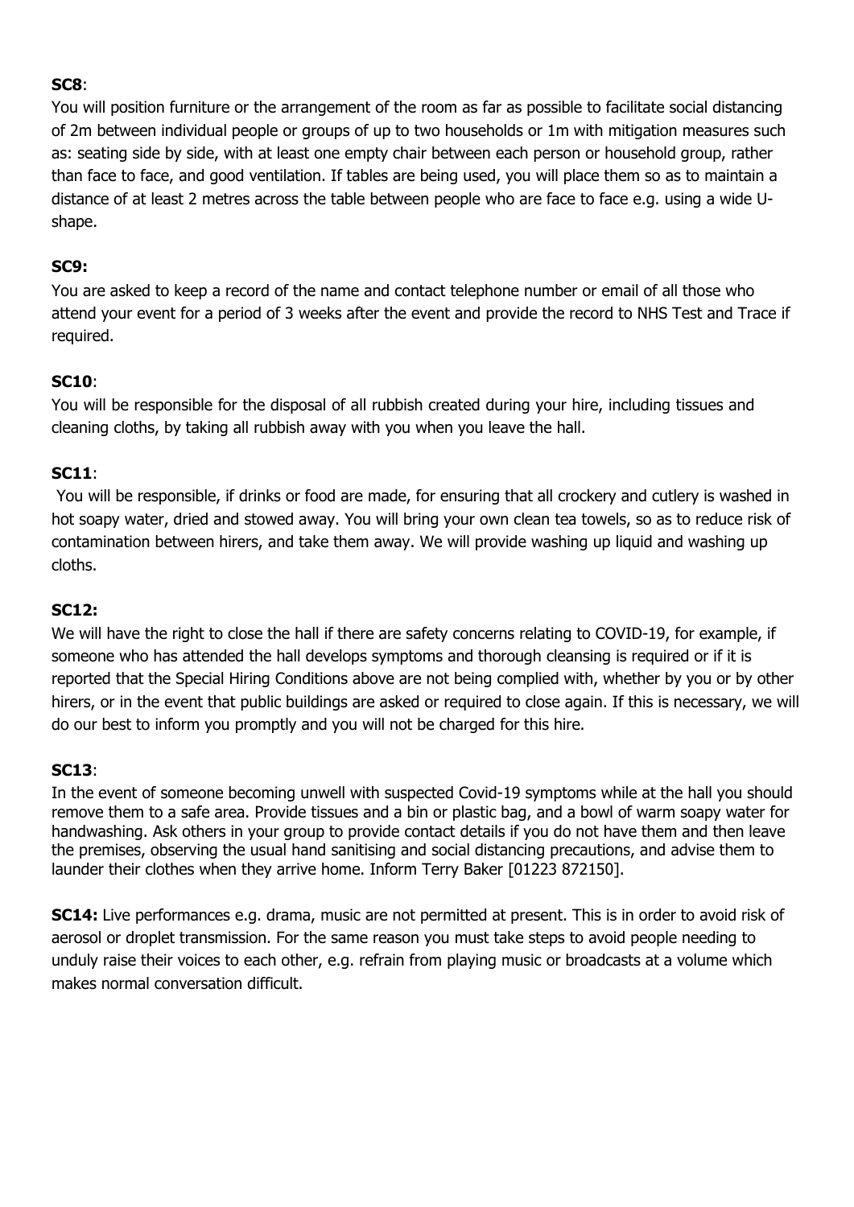**SC8**:
You will position furniture or the arrangement of the room as far as possible to facilitate social distancing of 2m between individual people or groups of up to two households or 1m with mitigation measures such as: seating side by side, with at least one empty chair between each person or household group, rather than face to face, and good ventilation. If tables are being used, you will place them so as to maintain a distance of at least 2 metres across the table between people who are face to face e.g. using a wide U-shape.

**SC9:**
You are asked to keep a record of the name and contact telephone number or email of all those who attend your event for a period of 3 weeks after the event and provide the record to NHS Test and Trace if required.

**SC10**:
You will be responsible for the disposal of all rubbish created during your hire, including tissues and cleaning cloths, by taking all rubbish away with you when you leave the hall.

**SC11**:
You will be responsible, if drinks or food are made, for ensuring that all crockery and cutlery is washed in hot soapy water, dried and stowed away. You will bring your own clean tea towels, so as to reduce risk of contamination between hirers, and take them away. We will provide washing up liquid and washing up cloths.

**SC12:**
We will have the right to close the hall if there are safety concerns relating to COVID-19, for example, if someone who has attended the hall develops symptoms and thorough cleansing is required or if it is reported that the Special Hiring Conditions above are not being complied with, whether by you or by other hirers, or in the event that public buildings are asked or required to close again. If this is necessary, we will do our best to inform you promptly and you will not be charged for this hire.

**SC13**:
In the event of someone becoming unwell with suspected Covid-19 symptoms while at the hall you should remove them to a safe area. Provide tissues and a bin or plastic bag, and a bowl of warm soapy water for handwashing. Ask others in your group to provide contact details if you do not have them and then leave the premises, observing the usual hand sanitising and social distancing precautions, and advise them to launder their clothes when they arrive home. Inform Terry Baker [01223 872150].

**SC14:** Live performances e.g. drama, music are not permitted at present. This is in order to avoid risk of aerosol or droplet transmission. For the same reason you must take steps to avoid people needing to unduly raise their voices to each other, e.g. refrain from playing music or broadcasts at a volume which makes normal conversation difficult.